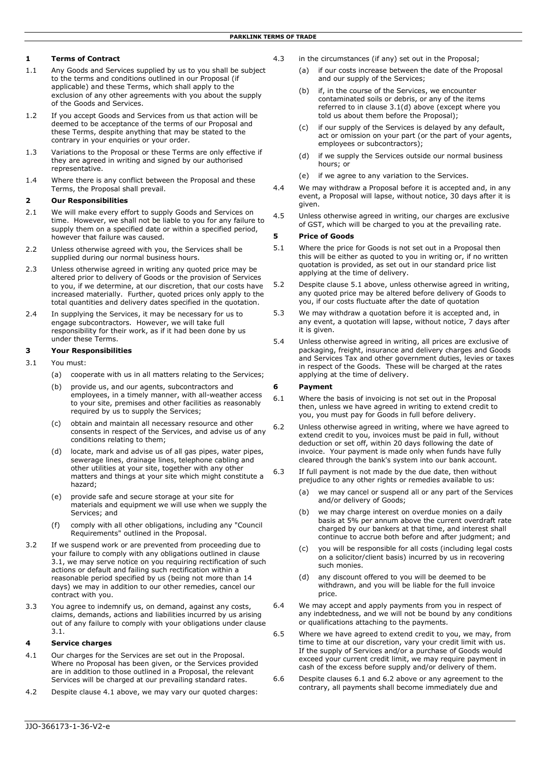# PARKLINK TERMS OF TRADE

## 1 Terms of Contract

1.1 Any Goods and Services supplied by us to you shall be subject to the terms and conditions outlined in our Proposal (if applicable) and these Terms, which shall apply to the exclusion of any other agreements with you about the supply of the Goods and Services.

1.2 If you accept Goods and Services from us that action will be deemed to be acceptance of the terms of our Proposal and these Terms, despite anything that may be stated to the contrary in your enquiries or your order.

1.3 Variations to the Proposal or these Terms are only effective if they are agreed in writing and signed by our authorised representative.

1.4 Where there is any conflict between the Proposal and these Terms, the Proposal shall prevail.

## 2 Our Responsibilities

2.1 We will make every effort to supply Goods and Services on time. However, we shall not be liable to you for any failure to supply them on a specified date or within a specified period, however that failure was caused.

2.2 Unless otherwise agreed with you, the Services shall be supplied during our normal business hours.

2.3 Unless otherwise agreed in writing any quoted price may be altered prior to delivery of Goods or the provision of Services to you, if we determine, at our discretion, that our costs have increased materially. Further, quoted prices only apply to the total quantities and delivery dates specified in the quotation.

2.4 In supplying the Services, it may be necessary for us to engage subcontractors. However, we will take full responsibility for their work, as if it had been done by us under these Terms.

## 3 Your Responsibilities

3.1 You must:

(a) cooperate with us in all matters relating to the Services;

(b) provide us, and our agents, subcontractors and employees, in a timely manner, with all-weather access to your site, premises and other facilities as reasonably required by us to supply the Services;

(c) obtain and maintain all necessary resource and other consents in respect of the Services, and advise us of any conditions relating to them;

(d) locate, mark and advise us of all gas pipes, water pipes, sewerage lines, drainage lines, telephone cabling and other utilities at your site, together with any other matters and things at your site which might constitute a hazard;

(e) provide safe and secure storage at your site for materials and equipment we will use when we supply the Services; and

(f) comply with all other obligations, including any "Council Requirements" outlined in the Proposal.

3.2 If we suspend work or are prevented from proceeding due to your failure to comply with any obligations outlined in clause 3.1, we may serve notice on you requiring rectification of such actions or default and failing such rectification within a reasonable period specified by us (being not more than 14 days) we may in addition to our other remedies, cancel our contract with you.

3.3 You agree to indemnify us, on demand, against any costs, claims, demands, actions and liabilities incurred by us arising out of any failure to comply with your obligations under clause 3.1.

## 4 Service charges

4.1 Our charges for the Services are set out in the Proposal. Where no Proposal has been given, or the Services provided are in addition to those outlined in a Proposal, the relevant Services will be charged at our prevailing standard rates.

4.2 Despite clause 4.1 above, we may vary our quoted charges:

4.3 in the circumstances (if any) set out in the Proposal;

(a) if our costs increase between the date of the Proposal and our supply of the Services;

(b) if, in the course of the Services, we encounter contaminated soils or debris, or any of the items referred to in clause 3.1(d) above (except where you told us about them before the Proposal);

(c) if our supply of the Services is delayed by any default, act or omission on your part (or the part of your agents, employees or subcontractors);

(d) if we supply the Services outside our normal business hours; or

(e) if we agree to any variation to the Services.

4.4 We may withdraw a Proposal before it is accepted and, in any event, a Proposal will lapse, without notice, 30 days after it is given.

4.5 Unless otherwise agreed in writing, our charges are exclusive of GST, which will be charged to you at the prevailing rate.

## 5 Price of Goods

5.1 Where the price for Goods is not set out in a Proposal then this will be either as quoted to you in writing or, if no written quotation is provided, as set out in our standard price list applying at the time of delivery.

5.2 Despite clause 5.1 above, unless otherwise agreed in writing, any quoted price may be altered before delivery of Goods to you, if our costs fluctuate after the date of quotation

5.3 We may withdraw a quotation before it is accepted and, in any event, a quotation will lapse, without notice, 7 days after it is given.

5.4 Unless otherwise agreed in writing, all prices are exclusive of packaging, freight, insurance and delivery charges and Goods and Services Tax and other government duties, levies or taxes in respect of the Goods. These will be charged at the rates applying at the time of delivery.

## 6 Payment

6.1 Where the basis of invoicing is not set out in the Proposal then, unless we have agreed in writing to extend credit to you, you must pay for Goods in full before delivery.

6.2 Unless otherwise agreed in writing, where we have agreed to extend credit to you, invoices must be paid in full, without deduction or set off, within 20 days following the date of invoice. Your payment is made only when funds have fully cleared through the bank's system into our bank account.

6.3 If full payment is not made by the due date, then without prejudice to any other rights or remedies available to us:

(a) we may cancel or suspend all or any part of the Services and/or delivery of Goods;

(b) we may charge interest on overdue monies on a daily basis at 5% per annum above the current overdraft rate charged by our bankers at that time, and interest shall continue to accrue both before and after judgment; and

(c) you will be responsible for all costs (including legal costs on a solicitor/client basis) incurred by us in recovering such monies.

(d) any discount offered to you will be deemed to be withdrawn, and you will be liable for the full invoice price.

6.4 We may accept and apply payments from you in respect of any indebtedness, and we will not be bound by any conditions or qualifications attaching to the payments.

6.5 Where we have agreed to extend credit to you, we may, from time to time at our discretion, vary your credit limit with us. If the supply of Services and/or a purchase of Goods would exceed your current credit limit, we may require payment in cash of the excess before supply and/or delivery of them.

6.6 Despite clauses 6.1 and 6.2 above or any agreement to the contrary, all payments shall become immediately due and

JJO-366173-1-36-V2-e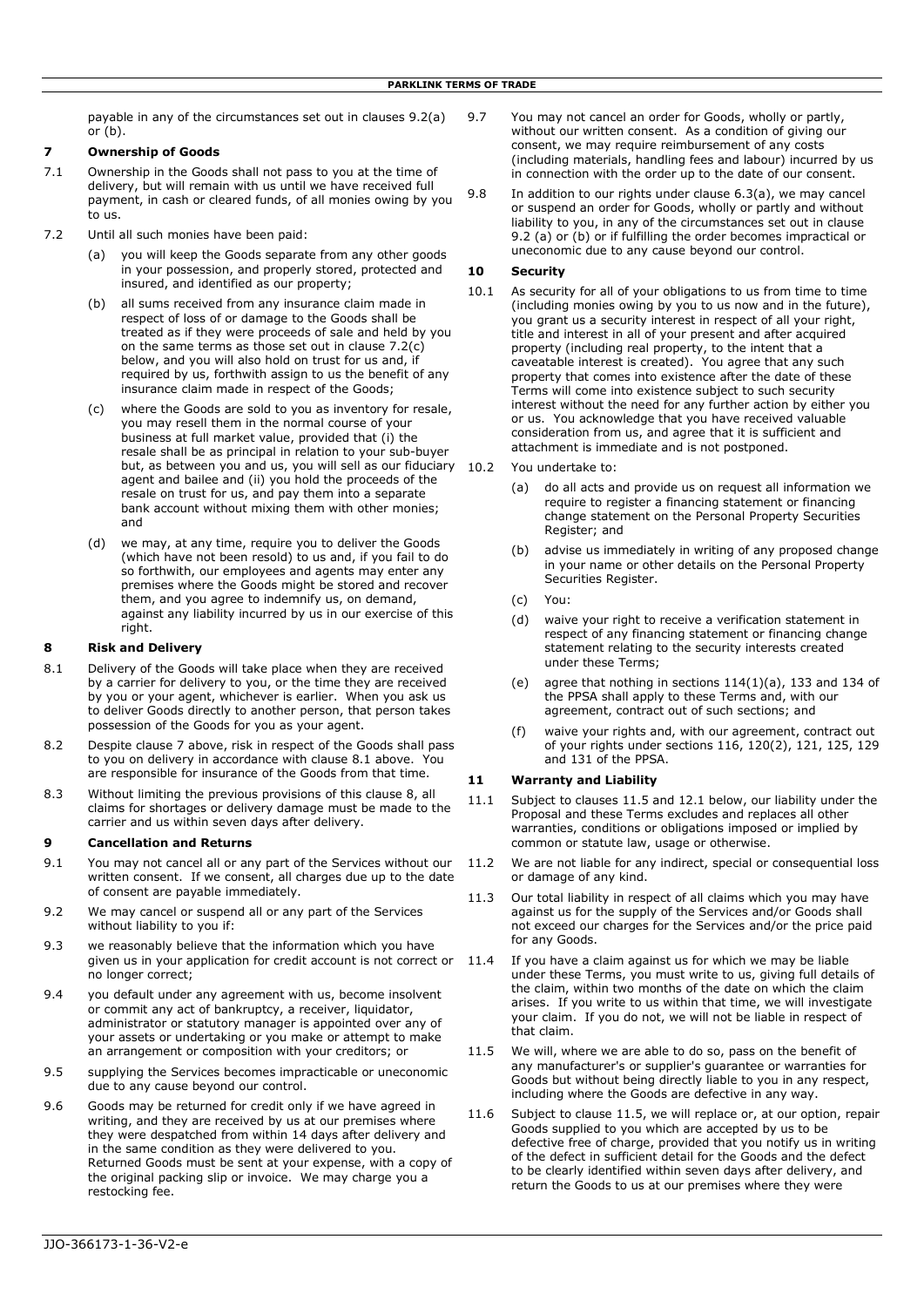payable in any of the circumstances set out in clauses 9.2(a) or (b).

## 7 Ownership of Goods

7.1 Ownership in the Goods shall not pass to you at the time of delivery, but will remain with us until we have received full payment, in cash or cleared funds, of all monies owing by you to us.

7.2 Until all such monies have been paid:

(a) you will keep the Goods separate from any other goods in your possession, and properly stored, protected and insured, and identified as our property;

(b) all sums received from any insurance claim made in respect of loss of or damage to the Goods shall be treated as if they were proceeds of sale and held by you on the same terms as those set out in clause 7.2(c) below, and you will also hold on trust for us and, if required by us, forthwith assign to us the benefit of any insurance claim made in respect of the Goods;

(c) where the Goods are sold to you as inventory for resale, you may resell them in the normal course of your business at full market value, provided that (i) the resale shall be as principal in relation to your sub-buyer but, as between you and us, you will sell as our fiduciary agent and bailee and (ii) you hold the proceeds of the resale on trust for us, and pay them into a separate bank account without mixing them with other monies; and

(d) we may, at any time, require you to deliver the Goods (which have not been resold) to us and, if you fail to do so forthwith, our employees and agents may enter any premises where the Goods might be stored and recover them, and you agree to indemnify us, on demand, against any liability incurred by us in our exercise of this right.

## 8 Risk and Delivery

8.1 Delivery of the Goods will take place when they are received by a carrier for delivery to you, or the time they are received by you or your agent, whichever is earlier. When you ask us to deliver Goods directly to another person, that person takes possession of the Goods for you as your agent.

8.2 Despite clause 7 above, risk in respect of the Goods shall pass to you on delivery in accordance with clause 8.1 above. You are responsible for insurance of the Goods from that time.

8.3 Without limiting the previous provisions of this clause 8, all claims for shortages or delivery damage must be made to the carrier and us within seven days after delivery.

## 9 Cancellation and Returns

9.1 You may not cancel all or any part of the Services without our written consent. If we consent, all charges due up to the date of consent are payable immediately.

9.2 We may cancel or suspend all or any part of the Services without liability to you if:

9.3 we reasonably believe that the information which you have given us in your application for credit account is not correct or no longer correct;

9.4 you default under any agreement with us, become insolvent or commit any act of bankruptcy, a receiver, liquidator, administrator or statutory manager is appointed over any of your assets or undertaking or you make or attempt to make an arrangement or composition with your creditors; or

9.5 supplying the Services becomes impracticable or uneconomic due to any cause beyond our control.

9.6 Goods may be returned for credit only if we have agreed in writing, and they are received by us at our premises where they were despatched from within 14 days after delivery and in the same condition as they were delivered to you. Returned Goods must be sent at your expense, with a copy of the original packing slip or invoice. We may charge you a restocking fee.

9.7 You may not cancel an order for Goods, wholly or partly, without our written consent. As a condition of giving our consent, we may require reimbursement of any costs (including materials, handling fees and labour) incurred by us in connection with the order up to the date of our consent.

9.8 In addition to our rights under clause 6.3(a), we may cancel or suspend an order for Goods, wholly or partly and without liability to you, in any of the circumstances set out in clause 9.2 (a) or (b) or if fulfilling the order becomes impractical or uneconomic due to any cause beyond our control.

## 10 Security

10.1 As security for all of your obligations to us from time to time (including monies owing by you to us now and in the future), you grant us a security interest in respect of all your right, title and interest in all of your present and after acquired property (including real property, to the intent that a caveatable interest is created). You agree that any such property that comes into existence after the date of these Terms will come into existence subject to such security interest without the need for any further action by either you or us. You acknowledge that you have received valuable consideration from us, and agree that it is sufficient and attachment is immediate and is not postponed.

10.2 You undertake to:

(a) do all acts and provide us on request all information we require to register a financing statement or financing change statement on the Personal Property Securities Register; and

(b) advise us immediately in writing of any proposed change in your name or other details on the Personal Property Securities Register.

(c) You:

(d) waive your right to receive a verification statement in respect of any financing statement or financing change statement relating to the security interests created under these Terms;

(e) agree that nothing in sections 114(1)(a), 133 and 134 of the PPSA shall apply to these Terms and, with our agreement, contract out of such sections; and

(f) waive your rights and, with our agreement, contract out of your rights under sections 116, 120(2), 121, 125, 129 and 131 of the PPSA.

## 11 Warranty and Liability

11.1 Subject to clauses 11.5 and 12.1 below, our liability under the Proposal and these Terms excludes and replaces all other warranties, conditions or obligations imposed or implied by common or statute law, usage or otherwise.

11.2 We are not liable for any indirect, special or consequential loss or damage of any kind.

11.3 Our total liability in respect of all claims which you may have against us for the supply of the Services and/or Goods shall not exceed our charges for the Services and/or the price paid for any Goods.

11.4 If you have a claim against us for which we may be liable under these Terms, you must write to us, giving full details of the claim, within two months of the date on which the claim arises. If you write to us within that time, we will investigate your claim. If you do not, we will not be liable in respect of that claim.

11.5 We will, where we are able to do so, pass on the benefit of any manufacturer's or supplier's guarantee or warranties for Goods but without being directly liable to you in any respect, including where the Goods are defective in any way.

11.6 Subject to clause 11.5, we will replace or, at our option, repair Goods supplied to you which are accepted by us to be defective free of charge, provided that you notify us in writing of the defect in sufficient detail for the Goods and the defect to be clearly identified within seven days after delivery, and return the Goods to us at our premises where they were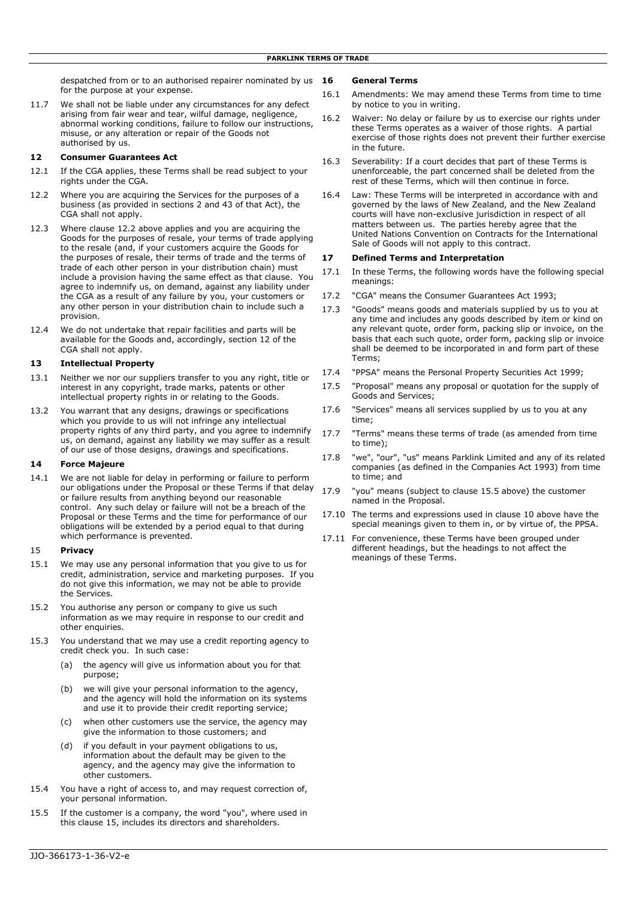despatched from or to an authorised repairer nominated by us for the purpose at your expense.

11.7 We shall not be liable under any circumstances for any defect arising from fair wear and tear, wilful damage, negligence, abnormal working conditions, failure to follow our instructions, misuse, or any alteration or repair of the Goods not authorised by us.

## 12 Consumer Guarantees Act

12.1 If the CGA applies, these Terms shall be read subject to your rights under the CGA.

12.2 Where you are acquiring the Services for the purposes of a business (as provided in sections 2 and 43 of that Act), the CGA shall not apply.

12.3 Where clause 12.2 above applies and you are acquiring the Goods for the purposes of resale, your terms of trade applying to the resale (and, if your customers acquire the Goods for the purposes of resale, their terms of trade and the terms of trade of each other person in your distribution chain) must include a provision having the same effect as that clause. You agree to indemnify us, on demand, against any liability under the CGA as a result of any failure by you, your customers or any other person in your distribution chain to include such a provision.

12.4 We do not undertake that repair facilities and parts will be available for the Goods and, accordingly, section 12 of the CGA shall not apply.

## 13 Intellectual Property

13.1 Neither we nor our suppliers transfer to you any right, title or interest in any copyright, trade marks, patents or other intellectual property rights in or relating to the Goods.

13.2 You warrant that any designs, drawings or specifications which you provide to us will not infringe any intellectual property rights of any third party, and you agree to indemnify us, on demand, against any liability we may suffer as a result of our use of those designs, drawings and specifications.

## 14 Force Majeure

14.1 We are not liable for delay in performing or failure to perform our obligations under the Proposal or these Terms if that delay or failure results from anything beyond our reasonable control. Any such delay or failure will not be a breach of the Proposal or these Terms and the time for performance of our obligations will be extended by a period equal to that during which performance is prevented.

## 15 Privacy

15.1 We may use any personal information that you give to us for credit, administration, service and marketing purposes. If you do not give this information, we may not be able to provide the Services.

15.2 You authorise any person or company to give us such information as we may require in response to our credit and other enquiries.

15.3 You understand that we may use a credit reporting agency to credit check you. In such case:

- (a) the agency will give us information about you for that purpose;
- (b) we will give your personal information to the agency, and the agency will hold the information on its systems and use it to provide their credit reporting service;
- (c) when other customers use the service, the agency may give the information to those customers; and
- (d) if you default in your payment obligations to us, information about the default may be given to the agency, and the agency may give the information to other customers.

15.4 You have a right of access to, and may request correction of, your personal information.

15.5 If the customer is a company, the word "you", where used in this clause 15, includes its directors and shareholders.

## 16 General Terms

16.1 Amendments: We may amend these Terms from time to time by notice to you in writing.

16.2 Waiver: No delay or failure by us to exercise our rights under these Terms operates as a waiver of those rights. A partial exercise of those rights does not prevent their further exercise in the future.

16.3 Severability: If a court decides that part of these Terms is unenforceable, the part concerned shall be deleted from the rest of these Terms, which will then continue in force.

16.4 Law: These Terms will be interpreted in accordance with and governed by the laws of New Zealand, and the New Zealand courts will have non-exclusive jurisdiction in respect of all matters between us. The parties hereby agree that the United Nations Convention on Contracts for the International Sale of Goods will not apply to this contract.

## 17 Defined Terms and Interpretation

17.1 In these Terms, the following words have the following special meanings:

17.2 "CGA" means the Consumer Guarantees Act 1993;

17.3 "Goods" means goods and materials supplied by us to you at any time and includes any goods described by item or kind on any relevant quote, order form, packing slip or invoice, on the basis that each such quote, order form, packing slip or invoice shall be deemed to be incorporated in and form part of these Terms;

17.4 "PPSA" means the Personal Property Securities Act 1999;

17.5 "Proposal" means any proposal or quotation for the supply of Goods and Services;

17.6 "Services" means all services supplied by us to you at any time;

17.7 "Terms" means these terms of trade (as amended from time to time);

17.8 "we", "our", "us" means Parklink Limited and any of its related companies (as defined in the Companies Act 1993) from time to time; and

17.9 "you" means (subject to clause 15.5 above) the customer named in the Proposal.

17.10 The terms and expressions used in clause 10 above have the special meanings given to them in, or by virtue of, the PPSA.

17.11 For convenience, these Terms have been grouped under different headings, but the headings to not affect the meanings of these Terms.

JJO-366173-1-36-V2-e